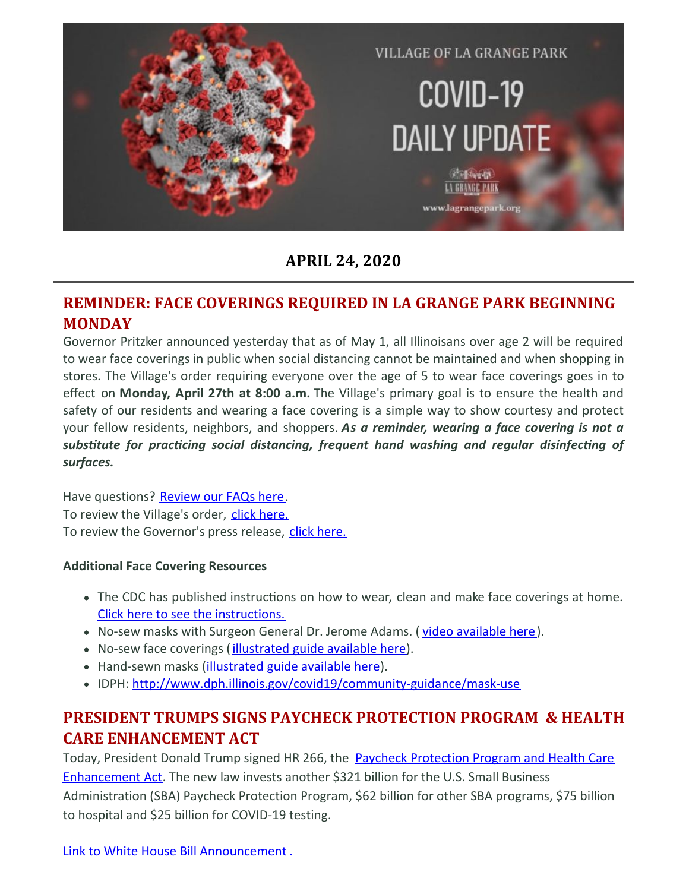# VILLAGE OF LA GRANGE PARK COVID-19 DAILY UPDATE

www.lagrangepark.org

**APRIL 24, 2020**

---

## REMINDER: FACE COVERINGS REQUIRED IN LA GRANGE PARK BEGINNING MONDAY

Governor Pritzker announced yesterday that as of May 1, all Illinoisans over age 2 will be required to wear face coverings in public when social distancing cannot be maintained and when shopping in stores. The Village's order requiring everyone over the age of 5 to wear face coverings goes in to effect on **Monday, April 27th at 8:00 a.m.** The Village's primary goal is to ensure the health and safety of our residents and wearing a face covering is a simple way to show courtesy and protect your fellow residents, neighbors, and shoppers. ***As a reminder, wearing a face covering is not a substitute for practicing social distancing, frequent hand washing and regular disinfecting of surfaces.***

Have questions? Review our FAQs here.
To review the Village's order, click here.
To review the Governor's press release, click here.

**Additional Face Covering Resources**

- The CDC has published instructions on how to wear, clean and make face coverings at home. Click here to see the instructions.
- No-sew masks with Surgeon General Dr. Jerome Adams. ( video available here).
- No-sew face coverings (illustrated guide available here).
- Hand-sewn masks (illustrated guide available here).
- IDPH: http://www.dph.illinois.gov/covid19/community-guidance/mask-use

## PRESIDENT TRUMPS SIGNS PAYCHECK PROTECTION PROGRAM & HEALTH CARE ENHANCEMENT ACT

Today, President Donald Trump signed HR 266, the Paycheck Protection Program and Health Care Enhancement Act. The new law invests another $321 billion for the U.S. Small Business Administration (SBA) Paycheck Protection Program, $62 billion for other SBA programs, $75 billion to hospital and $25 billion for COVID-19 testing.

Link to White House Bill Announcement .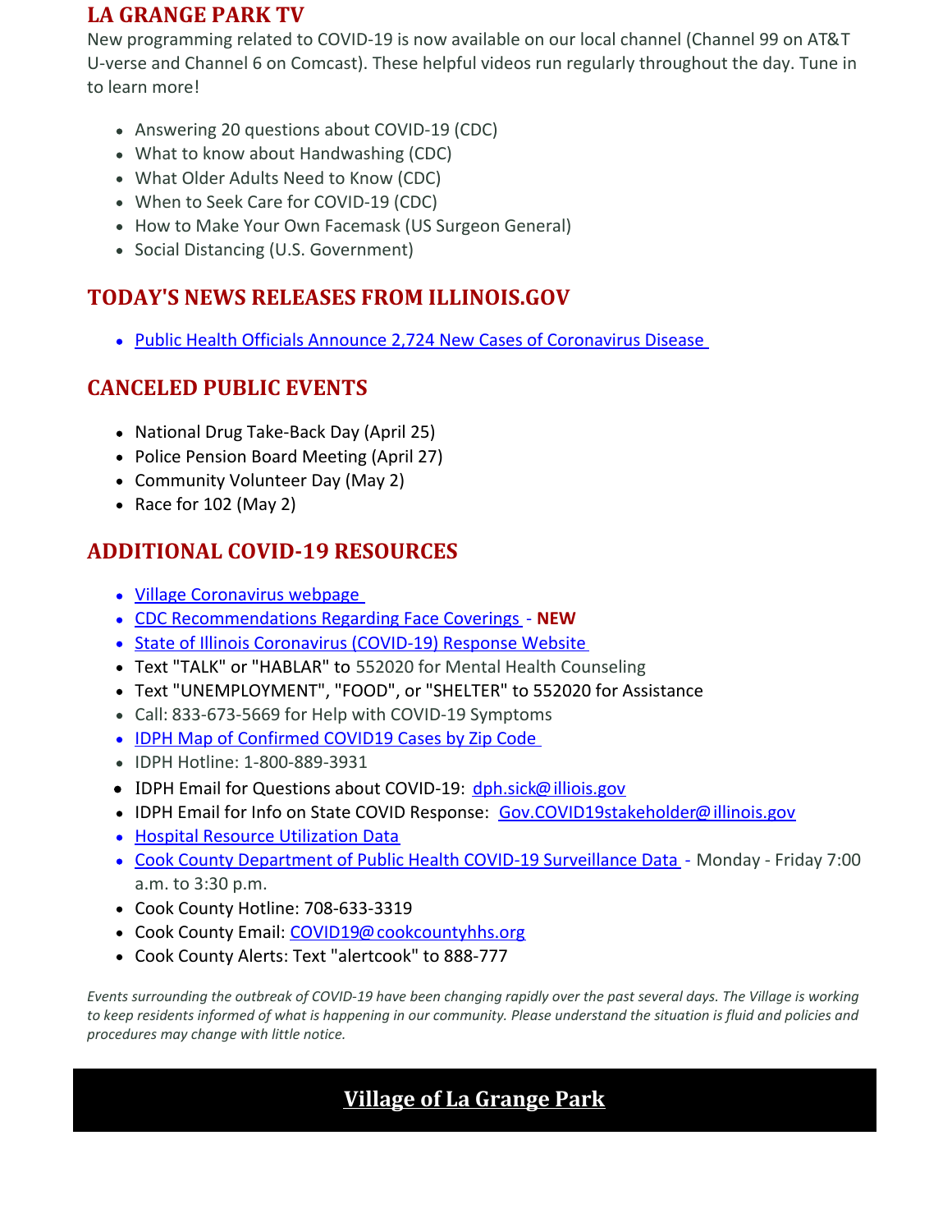## LA GRANGE PARK TV

New programming related to COVID-19 is now available on our local channel (Channel 99 on AT&T U-verse and Channel 6 on Comcast). These helpful videos run regularly throughout the day. Tune in to learn more!

- Answering 20 questions about COVID-19 (CDC)
- What to know about Handwashing (CDC)
- What Older Adults Need to Know (CDC)
- When to Seek Care for COVID-19 (CDC)
- How to Make Your Own Facemask (US Surgeon General)
- Social Distancing (U.S. Government)

## TODAY'S NEWS RELEASES FROM ILLINOIS.GOV

- Public Health Officials Announce 2,724 New Cases of Coronavirus Disease

## CANCELED PUBLIC EVENTS

- National Drug Take-Back Day (April 25)
- Police Pension Board Meeting (April 27)
- Community Volunteer Day (May 2)
- Race for 102 (May 2)

## ADDITIONAL COVID-19 RESOURCES

- Village Coronavirus webpage
- CDC Recommendations Regarding Face Coverings - **NEW**
- State of Illinois Coronavirus (COVID-19) Response Website
- Text "TALK" or "HABLAR" to 552020 for Mental Health Counseling
- Text "UNEMPLOYMENT", "FOOD", or "SHELTER" to 552020 for Assistance
- Call: 833-673-5669 for Help with COVID-19 Symptoms
- IDPH Map of Confirmed COVID19 Cases by Zip Code
- IDPH Hotline: 1-800-889-3931
- IDPH Email for Questions about COVID-19: dph.sick@illiois.gov
- IDPH Email for Info on State COVID Response: Gov.COVID19stakeholder@illinois.gov
- Hospital Resource Utilization Data
- Cook County Department of Public Health COVID-19 Surveillance Data - Monday - Friday 7:00 a.m. to 3:30 p.m.
- Cook County Hotline: 708-633-3319
- Cook County Email: COVID19@cookcountyhhs.org
- Cook County Alerts: Text "alertcook" to 888-777

*Events surrounding the outbreak of COVID-19 have been changing rapidly over the past several days. The Village is working to keep residents informed of what is happening in our community. Please understand the situation is fluid and policies and procedures may change with little notice.*

**Village of La Grange Park**